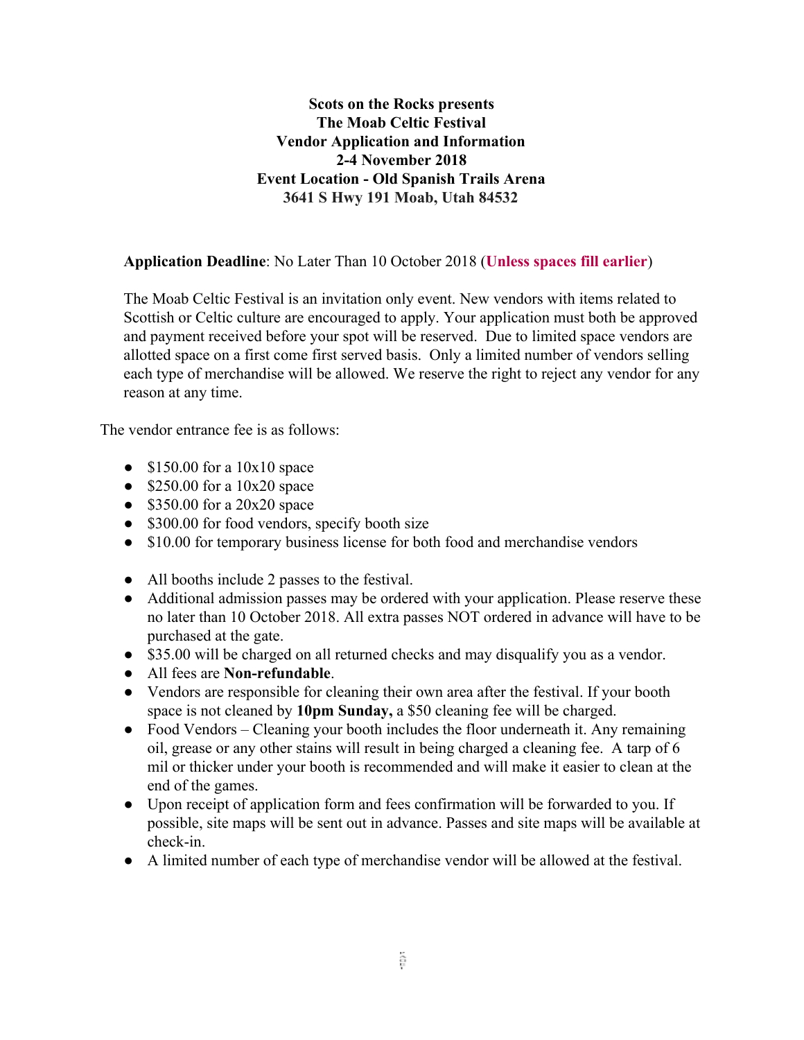**Scots on the Rocks presents**
**The Moab Celtic Festival**
**Vendor Application and Information**
**2-4 November 2018**
**Event Location - Old Spanish Trails Arena**
**3641 S Hwy 191 Moab, Utah 84532**

**Application Deadline**: No Later Than 10 October 2018 (**Unless spaces fill earlier**)

The Moab Celtic Festival is an invitation only event. New vendors with items related to Scottish or Celtic culture are encouraged to apply. Your application must both be approved and payment received before your spot will be reserved. Due to limited space vendors are allotted space on a first come first served basis. Only a limited number of vendors selling each type of merchandise will be allowed. We reserve the right to reject any vendor for any reason at any time.

The vendor entrance fee is as follows:

- $150.00 for a 10x10 space
- $250.00 for a 10x20 space
- $350.00 for a 20x20 space
- $300.00 for food vendors, specify booth size
- $10.00 for temporary business license for both food and merchandise vendors

- All booths include 2 passes to the festival.
- Additional admission passes may be ordered with your application. Please reserve these no later than 10 October 2018. All extra passes NOT ordered in advance will have to be purchased at the gate.
- $35.00 will be charged on all returned checks and may disqualify you as a vendor.
- All fees are **Non-refundable**.
- Vendors are responsible for cleaning their own area after the festival. If your booth space is not cleaned by **10pm Sunday,** a $50 cleaning fee will be charged.
- Food Vendors – Cleaning your booth includes the floor underneath it. Any remaining oil, grease or any other stains will result in being charged a cleaning fee. A tarp of 6 mil or thicker under your booth is recommended and will make it easier to clean at the end of the games.
- Upon receipt of application form and fees confirmation will be forwarded to you. If possible, site maps will be sent out in advance. Passes and site maps will be available at check-in.
- A limited number of each type of merchandise vendor will be allowed at the festival.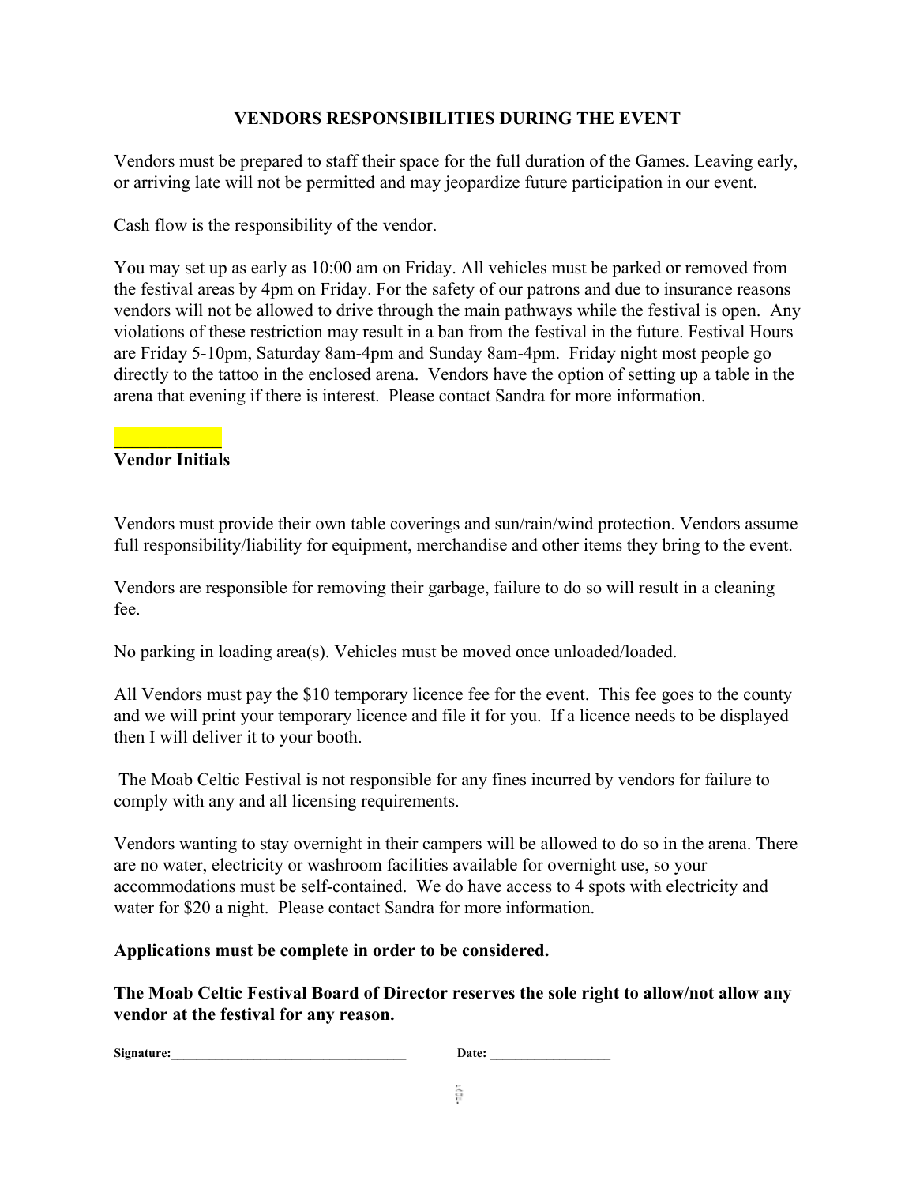## VENDORS RESPONSIBILITIES DURING THE EVENT

Vendors must be prepared to staff their space for the full duration of the Games. Leaving early, or arriving late will not be permitted and may jeopardize future participation in our event.

Cash flow is the responsibility of the vendor.

You may set up as early as 10:00 am on Friday. All vehicles must be parked or removed from the festival areas by 4pm on Friday. For the safety of our patrons and due to insurance reasons vendors will not be allowed to drive through the main pathways while the festival is open. Any violations of these restriction may result in a ban from the festival in the future. Festival Hours are Friday 5-10pm, Saturday 8am-4pm and Sunday 8am-4pm. Friday night most people go directly to the tattoo in the enclosed arena. Vendors have the option of setting up a table in the arena that evening if there is interest. Please contact Sandra for more information.

____________

**Vendor Initials**

Vendors must provide their own table coverings and sun/rain/wind protection. Vendors assume full responsibility/liability for equipment, merchandise and other items they bring to the event.

Vendors are responsible for removing their garbage, failure to do so will result in a cleaning fee.

No parking in loading area(s). Vehicles must be moved once unloaded/loaded.

All Vendors must pay the $10 temporary licence fee for the event. This fee goes to the county and we will print your temporary licence and file it for you. If a licence needs to be displayed then I will deliver it to your booth.

The Moab Celtic Festival is not responsible for any fines incurred by vendors for failure to comply with any and all licensing requirements.

Vendors wanting to stay overnight in their campers will be allowed to do so in the arena. There are no water, electricity or washroom facilities available for overnight use, so your accommodations must be self-contained. We do have access to 4 spots with electricity and water for $20 a night. Please contact Sandra for more information.

**Applications must be complete in order to be considered.**

**The Moab Celtic Festival Board of Director reserves the sole right to allow/not allow any vendor at the festival for any reason.**

**Signature:**__________________________________ **Date:** _________________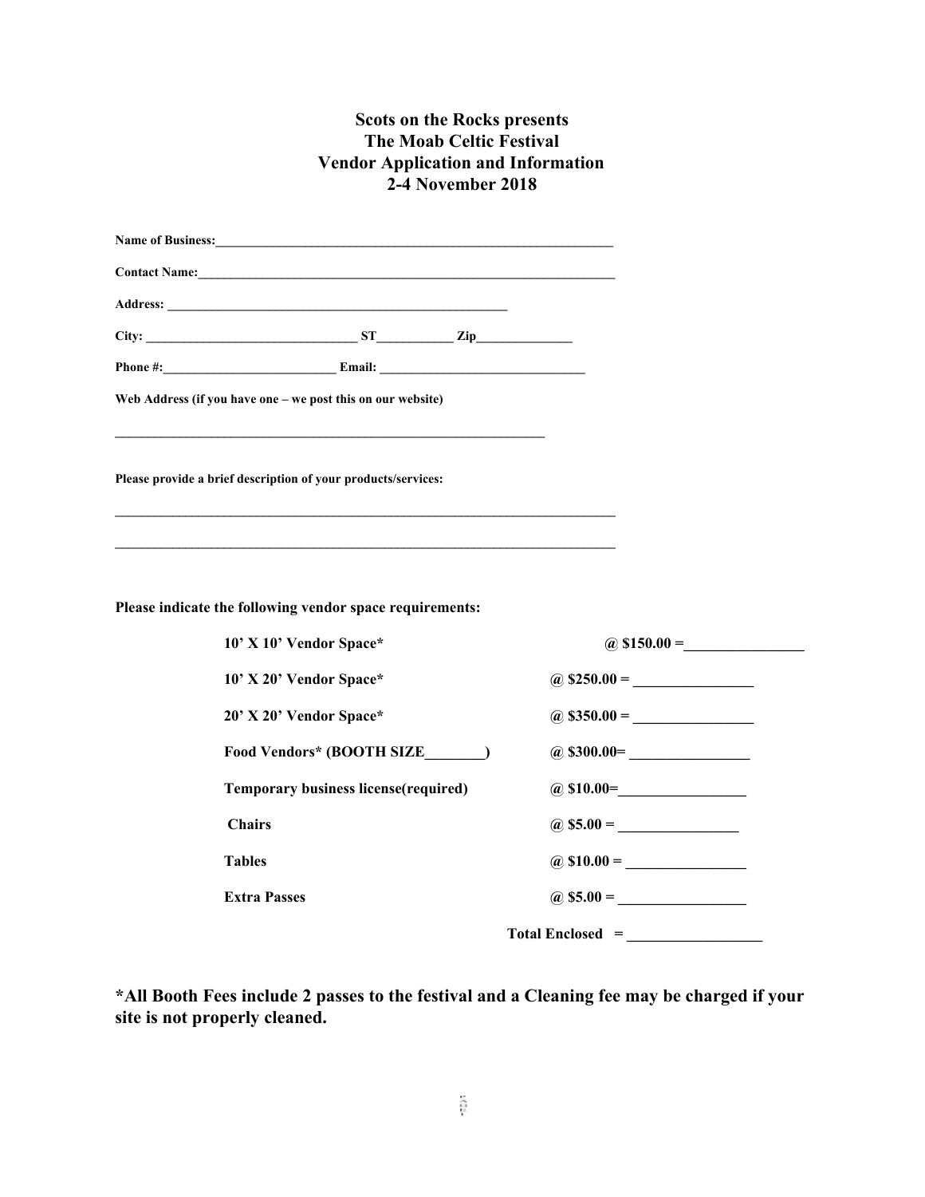# Scots on the Rocks presents
# The Moab Celtic Festival
# Vendor Application and Information
# 2-4 November 2018

**Name of Business:**_______________________________________________________________

**Contact Name:**_________________________________________________________________

**Address:** ______________________________________________________

**City:** _________________________________ **ST**___________ **Zip**______________

**Phone #:**__________________________ **Email:** _______________________________

**Web Address (if you have one – we post this on our website)**

_____________________________________________________________________

**Please provide a brief description of your products/services:**

_______________________________________________________________________________

_______________________________________________________________________________

**Please indicate the following vendor space requirements:**

| | |
|---|---|
| **10' X 10' Vendor Space*** | **@ $150.00 =**________________ |
| **10' X 20' Vendor Space*** | **@ $250.00 =** ________________ |
| **20' X 20' Vendor Space*** | **@ $350.00 =** ________________ |
| **Food Vendors* (BOOTH SIZE________)** | **@ $300.00=** ________________ |
| **Temporary business license(required)** | **@ $10.00=**_________________ |
| **Chairs** | **@ $5.00 =** ________________ |
| **Tables** | **@ $10.00 =** ________________ |
| **Extra Passes** | **@ $5.00 =** ________________ |
| | **Total Enclosed =** _________________ |

**\*All Booth Fees include 2 passes to the festival and a Cleaning fee may be charged if your site is not properly cleaned.**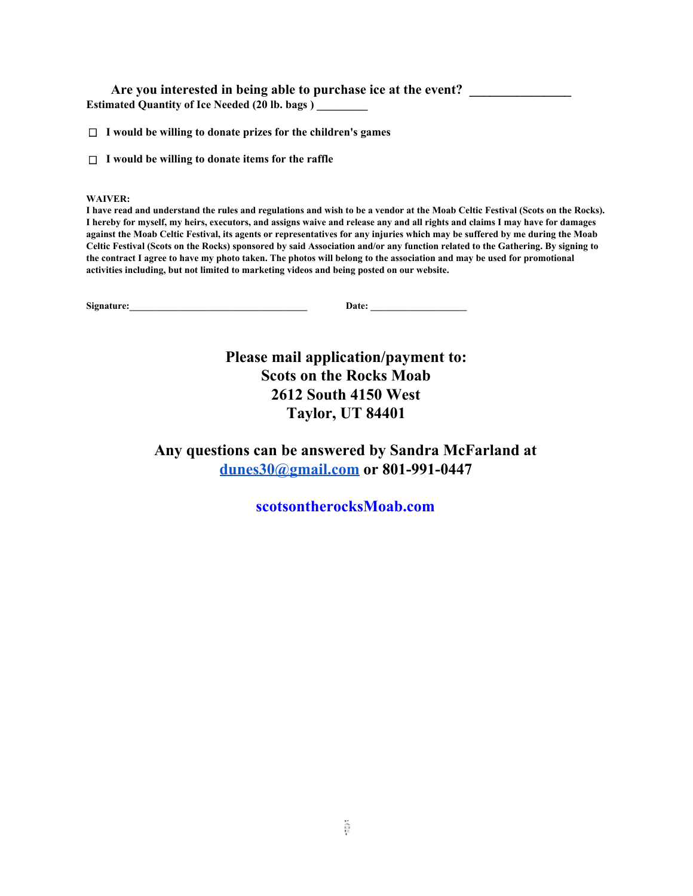**Are you interested in being able to purchase ice at the event? _______________**

**Estimated Quantity of Ice Needed (20 lb. bags ) _________**

☐ **I would be willing to donate prizes for the children's games**

☐ **I would be willing to donate items for the raffle**

**WAIVER:**

**I have read and understand the rules and regulations and wish to be a vendor at the Moab Celtic Festival (Scots on the Rocks). I hereby for myself, my heirs, executors, and assigns waive and release any and all rights and claims I may have for damages against the Moab Celtic Festival, its agents or representatives for any injuries which may be suffered by me during the Moab Celtic Festival (Scots on the Rocks) sponsored by said Association and/or any function related to the Gathering. By signing to the contract I agree to have my photo taken. The photos will belong to the association and may be used for promotional activities including, but not limited to marketing videos and being posted on our website.**

**Signature:____________________________________** **Date: ____________________**

**Please mail application/payment to:**
**Scots on the Rocks Moab**
**2612 South 4150 West**
**Taylor, UT 84401**

**Any questions can be answered by Sandra McFarland at [dunes30@gmail.com](mailto:dunes30@gmail.com) or 801-991-0447**

**scotsontherocksMoab.com**